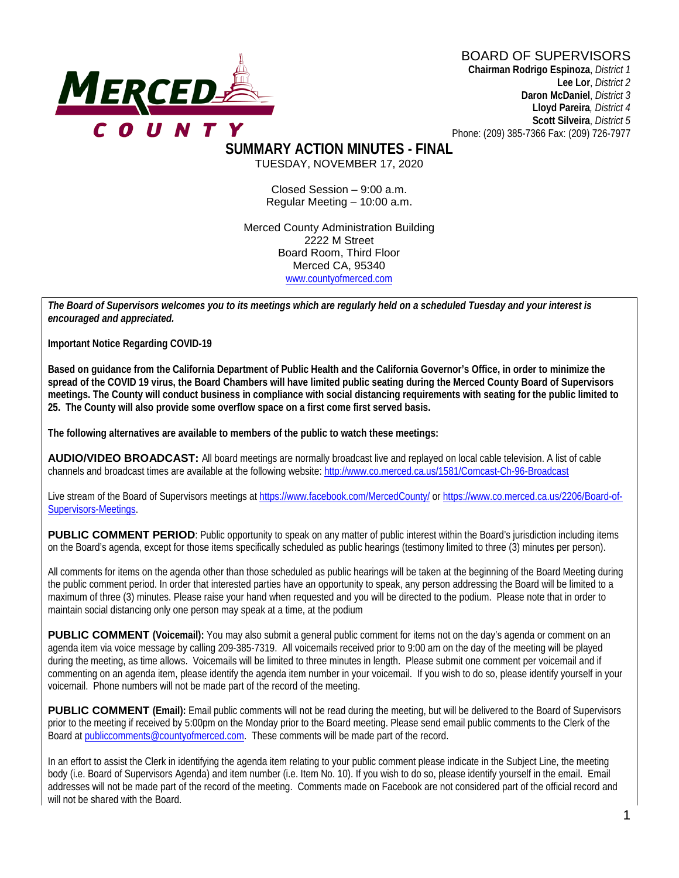MERCED COUNTY

BOARD OF SUPERVISORS

**Chairman Rodrigo Espinoza**, *District 1*
**Lee Lor**, *District 2*
**Daron McDaniel**, *District 3*
**Lloyd Pareira**, *District 4*
**Scott Silveira**, *District 5*
Phone: (209) 385-7366 Fax: (209) 726-7977

# SUMMARY ACTION MINUTES - FINAL

TUESDAY, NOVEMBER 17, 2020

Closed Session – 9:00 a.m.
Regular Meeting – 10:00 a.m.

Merced County Administration Building
2222 M Street
Board Room, Third Floor
Merced CA, 95340
www.countyofmerced.com

***The Board of Supervisors welcomes you to its meetings which are regularly held on a scheduled Tuesday and your interest is encouraged and appreciated.***

**Important Notice Regarding COVID-19**

**Based on guidance from the California Department of Public Health and the California Governor's Office, in order to minimize the spread of the COVID 19 virus, the Board Chambers will have limited public seating during the Merced County Board of Supervisors meetings. The County will conduct business in compliance with social distancing requirements with seating for the public limited to 25. The County will also provide some overflow space on a first come first served basis.**

**The following alternatives are available to members of the public to watch these meetings:**

**AUDIO/VIDEO BROADCAST:** All board meetings are normally broadcast live and replayed on local cable television. A list of cable channels and broadcast times are available at the following website: http://www.co.merced.ca.us/1581/Comcast-Ch-96-Broadcast

Live stream of the Board of Supervisors meetings at https://www.facebook.com/MercedCounty/ or https://www.co.merced.ca.us/2206/Board-of-Supervisors-Meetings.

**PUBLIC COMMENT PERIOD**: Public opportunity to speak on any matter of public interest within the Board's jurisdiction including items on the Board's agenda, except for those items specifically scheduled as public hearings (testimony limited to three (3) minutes per person).

All comments for items on the agenda other than those scheduled as public hearings will be taken at the beginning of the Board Meeting during the public comment period. In order that interested parties have an opportunity to speak, any person addressing the Board will be limited to a maximum of three (3) minutes. Please raise your hand when requested and you will be directed to the podium. Please note that in order to maintain social distancing only one person may speak at a time, at the podium

**PUBLIC COMMENT (Voicemail):** You may also submit a general public comment for items not on the day's agenda or comment on an agenda item via voice message by calling 209-385-7319. All voicemails received prior to 9:00 am on the day of the meeting will be played during the meeting, as time allows. Voicemails will be limited to three minutes in length. Please submit one comment per voicemail and if commenting on an agenda item, please identify the agenda item number in your voicemail. If you wish to do so, please identify yourself in your voicemail. Phone numbers will not be made part of the record of the meeting.

**PUBLIC COMMENT (Email):** Email public comments will not be read during the meeting, but will be delivered to the Board of Supervisors prior to the meeting if received by 5:00pm on the Monday prior to the Board meeting. Please send email public comments to the Clerk of the Board at publiccomments@countyofmerced.com. These comments will be made part of the record.

In an effort to assist the Clerk in identifying the agenda item relating to your public comment please indicate in the Subject Line, the meeting body (i.e. Board of Supervisors Agenda) and item number (i.e. Item No. 10). If you wish to do so, please identify yourself in the email. Email addresses will not be made part of the record of the meeting. Comments made on Facebook are not considered part of the official record and will not be shared with the Board.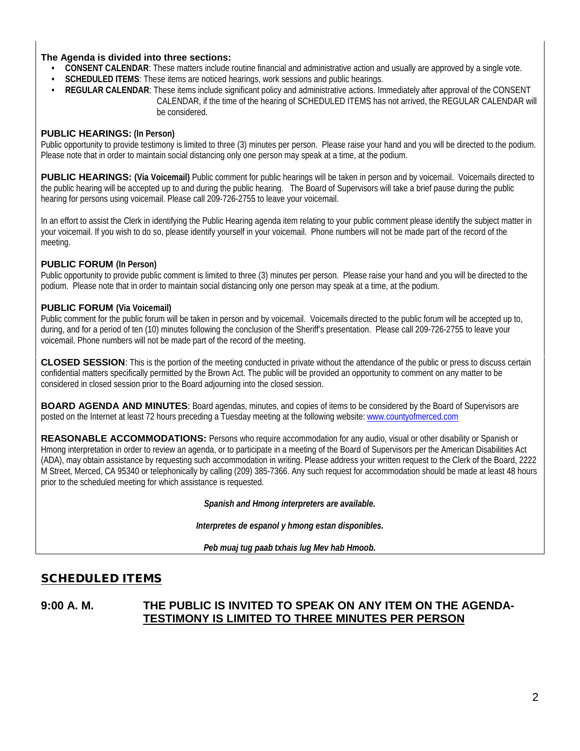**The Agenda is divided into three sections:**

- **CONSENT CALENDAR**: These matters include routine financial and administrative action and usually are approved by a single vote.
- **SCHEDULED ITEMS**: These items are noticed hearings, work sessions and public hearings.
- **REGULAR CALENDAR**: These items include significant policy and administrative actions. Immediately after approval of the CONSENT CALENDAR, if the time of the hearing of SCHEDULED ITEMS has not arrived, the REGULAR CALENDAR will be considered.

**PUBLIC HEARINGS: (In Person)**
Public opportunity to provide testimony is limited to three (3) minutes per person. Please raise your hand and you will be directed to the podium. Please note that in order to maintain social distancing only one person may speak at a time, at the podium.

**PUBLIC HEARINGS: (Via Voicemail)** Public comment for public hearings will be taken in person and by voicemail. Voicemails directed to the public hearing will be accepted up to and during the public hearing. The Board of Supervisors will take a brief pause during the public hearing for persons using voicemail. Please call 209-726-2755 to leave your voicemail.

In an effort to assist the Clerk in identifying the Public Hearing agenda item relating to your public comment please identify the subject matter in your voicemail. If you wish to do so, please identify yourself in your voicemail. Phone numbers will not be made part of the record of the meeting.

**PUBLIC FORUM (In Person)**
Public opportunity to provide public comment is limited to three (3) minutes per person. Please raise your hand and you will be directed to the podium. Please note that in order to maintain social distancing only one person may speak at a time, at the podium.

**PUBLIC FORUM (Via Voicemail)**
Public comment for the public forum will be taken in person and by voicemail. Voicemails directed to the public forum will be accepted up to, during, and for a period of ten (10) minutes following the conclusion of the Sheriff's presentation. Please call 209-726-2755 to leave your voicemail. Phone numbers will not be made part of the record of the meeting.

**CLOSED SESSION**: This is the portion of the meeting conducted in private without the attendance of the public or press to discuss certain confidential matters specifically permitted by the Brown Act. The public will be provided an opportunity to comment on any matter to be considered in closed session prior to the Board adjourning into the closed session.

**BOARD AGENDA AND MINUTES**: Board agendas, minutes, and copies of items to be considered by the Board of Supervisors are posted on the Internet at least 72 hours preceding a Tuesday meeting at the following website: www.countyofmerced.com

**REASONABLE ACCOMMODATIONS:** Persons who require accommodation for any audio, visual or other disability or Spanish or Hmong interpretation in order to review an agenda, or to participate in a meeting of the Board of Supervisors per the American Disabilities Act (ADA), may obtain assistance by requesting such accommodation in writing. Please address your written request to the Clerk of the Board, 2222 M Street, Merced, CA 95340 or telephonically by calling (209) 385-7366. Any such request for accommodation should be made at least 48 hours prior to the scheduled meeting for which assistance is requested.

***Spanish and Hmong interpreters are available.***

***Interpretes de espanol y hmong estan disponibles.***

***Peb muaj tug paab txhais lug Mev hab Hmoob.***

## SCHEDULED ITEMS

**9:00 A. M.** **THE PUBLIC IS INVITED TO SPEAK ON ANY ITEM ON THE AGENDA-TESTIMONY IS LIMITED TO THREE MINUTES PER PERSON**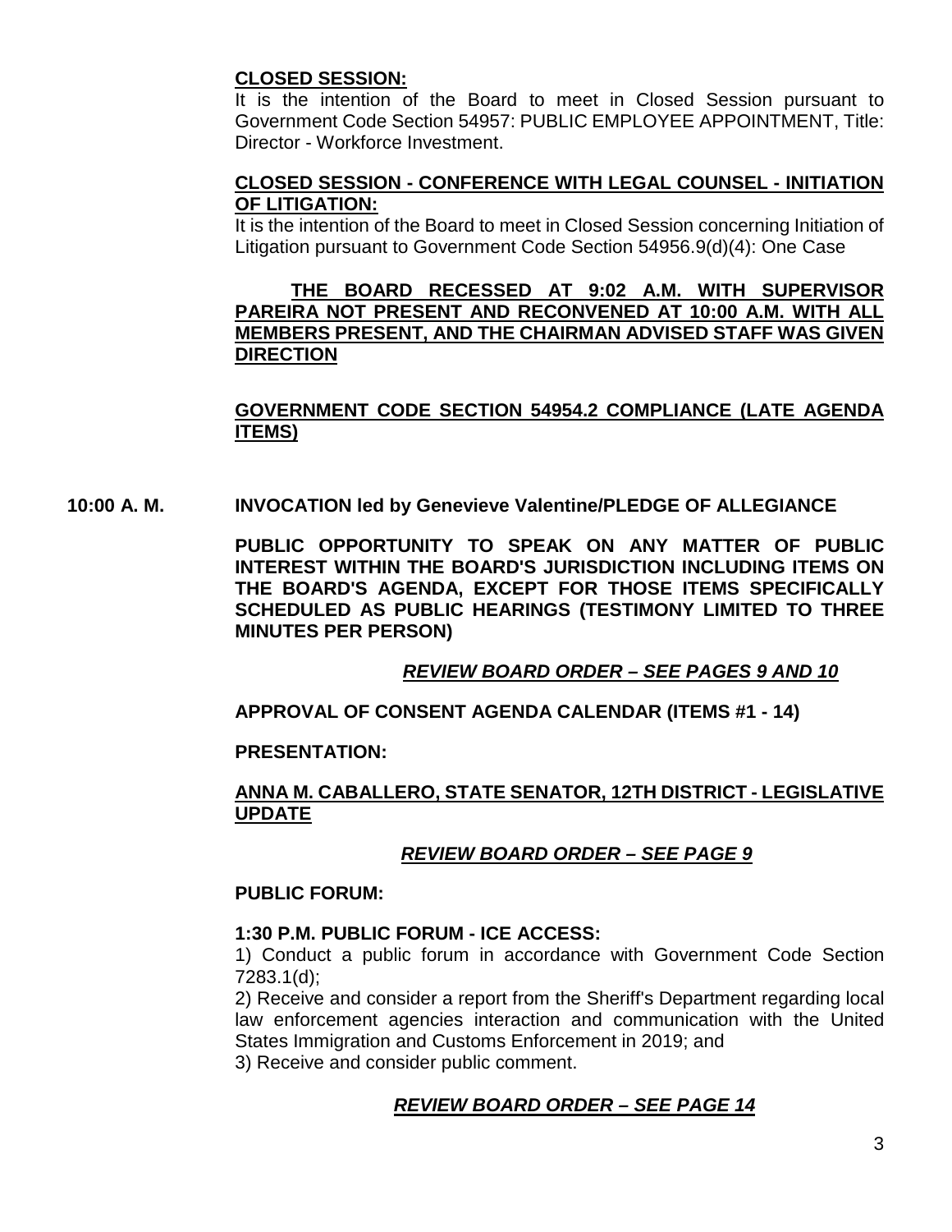**CLOSED SESSION:**

It is the intention of the Board to meet in Closed Session pursuant to Government Code Section 54957: PUBLIC EMPLOYEE APPOINTMENT, Title: Director - Workforce Investment.

**CLOSED SESSION - CONFERENCE WITH LEGAL COUNSEL - INITIATION OF LITIGATION:**

It is the intention of the Board to meet in Closed Session concerning Initiation of Litigation pursuant to Government Code Section 54956.9(d)(4): One Case

**THE BOARD RECESSED AT 9:02 A.M. WITH SUPERVISOR PAREIRA NOT PRESENT AND RECONVENED AT 10:00 A.M. WITH ALL MEMBERS PRESENT, AND THE CHAIRMAN ADVISED STAFF WAS GIVEN DIRECTION**

**GOVERNMENT CODE SECTION 54954.2 COMPLIANCE (LATE AGENDA ITEMS)**

**10:00 A. M. INVOCATION led by Genevieve Valentine/PLEDGE OF ALLEGIANCE**

**PUBLIC OPPORTUNITY TO SPEAK ON ANY MATTER OF PUBLIC INTEREST WITHIN THE BOARD'S JURISDICTION INCLUDING ITEMS ON THE BOARD'S AGENDA, EXCEPT FOR THOSE ITEMS SPECIFICALLY SCHEDULED AS PUBLIC HEARINGS (TESTIMONY LIMITED TO THREE MINUTES PER PERSON)**

***REVIEW BOARD ORDER – SEE PAGES 9 AND 10***

**APPROVAL OF CONSENT AGENDA CALENDAR (ITEMS #1 - 14)**

**PRESENTATION:**

**ANNA M. CABALLERO, STATE SENATOR, 12TH DISTRICT - LEGISLATIVE UPDATE**

***REVIEW BOARD ORDER – SEE PAGE 9***

**PUBLIC FORUM:**

**1:30 P.M. PUBLIC FORUM - ICE ACCESS:**

1) Conduct a public forum in accordance with Government Code Section 7283.1(d);

2) Receive and consider a report from the Sheriff's Department regarding local law enforcement agencies interaction and communication with the United States Immigration and Customs Enforcement in 2019; and

3) Receive and consider public comment.

***REVIEW BOARD ORDER – SEE PAGE 14***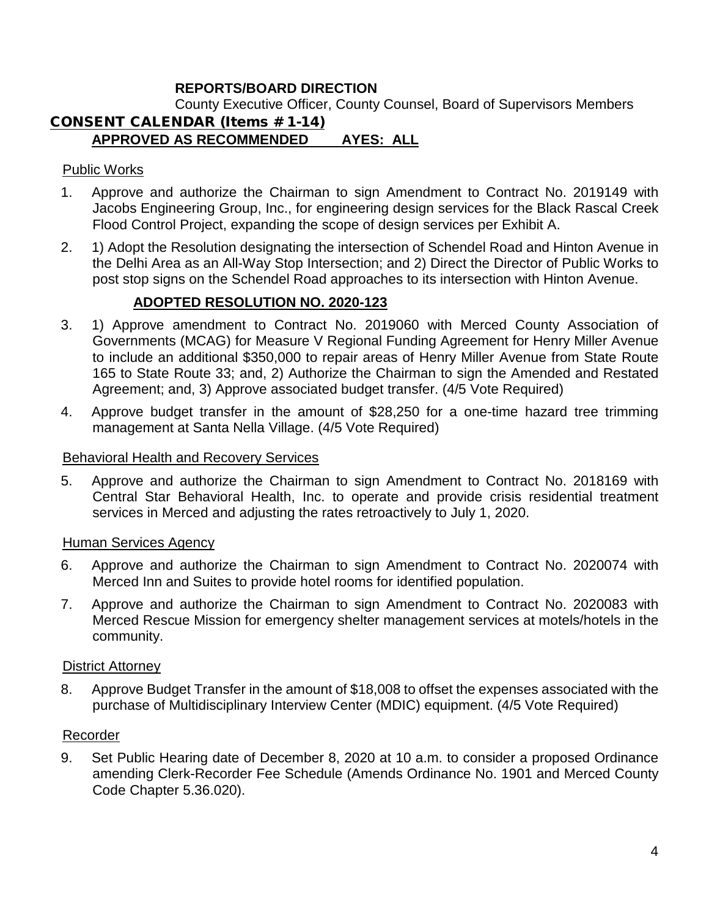**REPORTS/BOARD DIRECTION**

County Executive Officer, County Counsel, Board of Supervisors Members

## CONSENT CALENDAR (Items #1-14)

**APPROVED AS RECOMMENDED AYES: ALL**

Public Works

1. Approve and authorize the Chairman to sign Amendment to Contract No. 2019149 with Jacobs Engineering Group, Inc., for engineering design services for the Black Rascal Creek Flood Control Project, expanding the scope of design services per Exhibit A.

2. 1) Adopt the Resolution designating the intersection of Schendel Road and Hinton Avenue in the Delhi Area as an All-Way Stop Intersection; and 2) Direct the Director of Public Works to post stop signs on the Schendel Road approaches to its intersection with Hinton Avenue.

   **ADOPTED RESOLUTION NO. 2020-123**

3. 1) Approve amendment to Contract No. 2019060 with Merced County Association of Governments (MCAG) for Measure V Regional Funding Agreement for Henry Miller Avenue to include an additional $350,000 to repair areas of Henry Miller Avenue from State Route 165 to State Route 33; and, 2) Authorize the Chairman to sign the Amended and Restated Agreement; and, 3) Approve associated budget transfer. (4/5 Vote Required)

4. Approve budget transfer in the amount of $28,250 for a one-time hazard tree trimming management at Santa Nella Village. (4/5 Vote Required)

Behavioral Health and Recovery Services

5. Approve and authorize the Chairman to sign Amendment to Contract No. 2018169 with Central Star Behavioral Health, Inc. to operate and provide crisis residential treatment services in Merced and adjusting the rates retroactively to July 1, 2020.

Human Services Agency

6. Approve and authorize the Chairman to sign Amendment to Contract No. 2020074 with Merced Inn and Suites to provide hotel rooms for identified population.

7. Approve and authorize the Chairman to sign Amendment to Contract No. 2020083 with Merced Rescue Mission for emergency shelter management services at motels/hotels in the community.

District Attorney

8. Approve Budget Transfer in the amount of $18,008 to offset the expenses associated with the purchase of Multidisciplinary Interview Center (MDIC) equipment. (4/5 Vote Required)

Recorder

9. Set Public Hearing date of December 8, 2020 at 10 a.m. to consider a proposed Ordinance amending Clerk-Recorder Fee Schedule (Amends Ordinance No. 1901 and Merced County Code Chapter 5.36.020).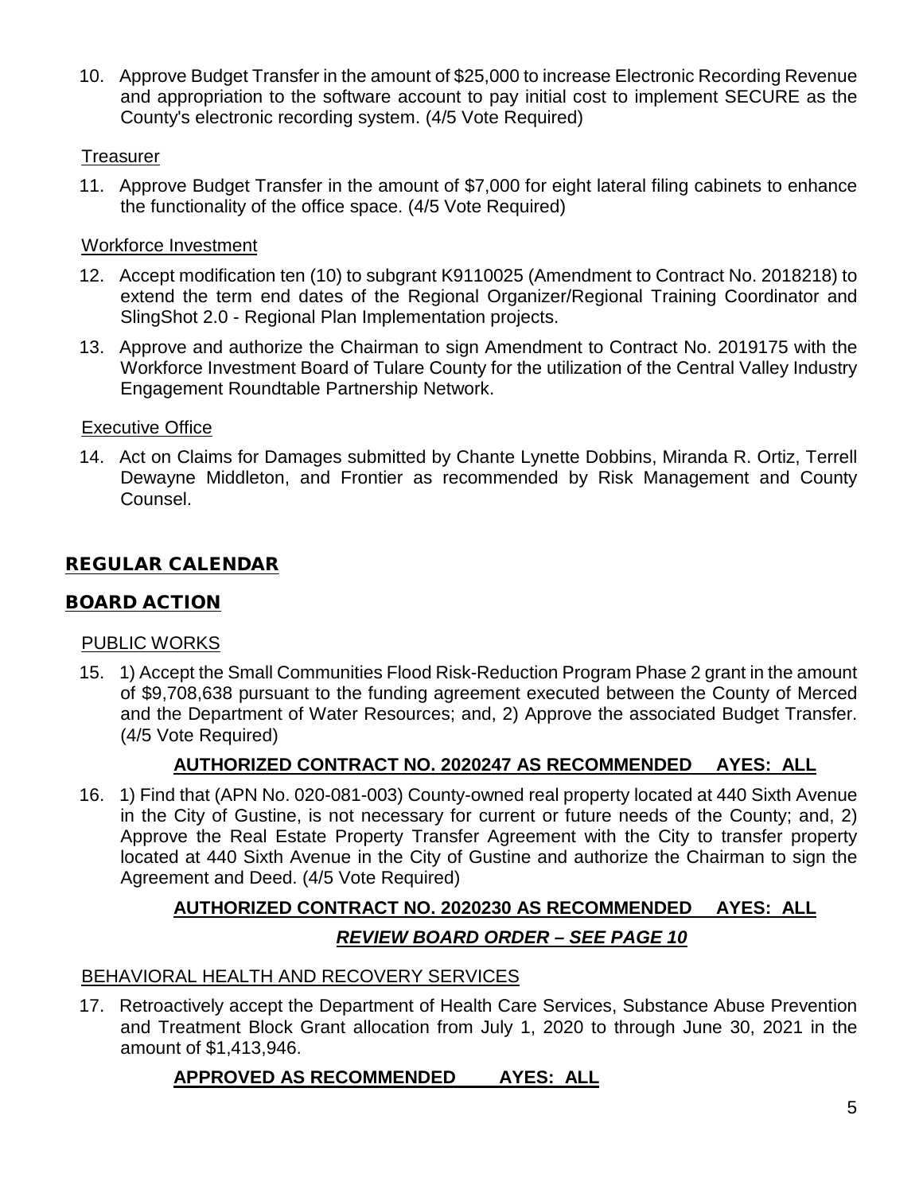10. Approve Budget Transfer in the amount of $25,000 to increase Electronic Recording Revenue and appropriation to the software account to pay initial cost to implement SECURE as the County's electronic recording system. (4/5 Vote Required)

Treasurer

11. Approve Budget Transfer in the amount of $7,000 for eight lateral filing cabinets to enhance the functionality of the office space. (4/5 Vote Required)

Workforce Investment

12. Accept modification ten (10) to subgrant K9110025 (Amendment to Contract No. 2018218) to extend the term end dates of the Regional Organizer/Regional Training Coordinator and SlingShot 2.0 - Regional Plan Implementation projects.

13. Approve and authorize the Chairman to sign Amendment to Contract No. 2019175 with the Workforce Investment Board of Tulare County for the utilization of the Central Valley Industry Engagement Roundtable Partnership Network.

Executive Office

14. Act on Claims for Damages submitted by Chante Lynette Dobbins, Miranda R. Ortiz, Terrell Dewayne Middleton, and Frontier as recommended by Risk Management and County Counsel.

## REGULAR CALENDAR

## BOARD ACTION

PUBLIC WORKS

15. 1) Accept the Small Communities Flood Risk-Reduction Program Phase 2 grant in the amount of $9,708,638 pursuant to the funding agreement executed between the County of Merced and the Department of Water Resources; and, 2) Approve the associated Budget Transfer. (4/5 Vote Required)

**AUTHORIZED CONTRACT NO. 2020247 AS RECOMMENDED AYES: ALL**

16. 1) Find that (APN No. 020-081-003) County-owned real property located at 440 Sixth Avenue in the City of Gustine, is not necessary for current or future needs of the County; and, 2) Approve the Real Estate Property Transfer Agreement with the City to transfer property located at 440 Sixth Avenue in the City of Gustine and authorize the Chairman to sign the Agreement and Deed. (4/5 Vote Required)

**AUTHORIZED CONTRACT NO. 2020230 AS RECOMMENDED AYES: ALL**

***REVIEW BOARD ORDER – SEE PAGE 10***

BEHAVIORAL HEALTH AND RECOVERY SERVICES

17. Retroactively accept the Department of Health Care Services, Substance Abuse Prevention and Treatment Block Grant allocation from July 1, 2020 to through June 30, 2021 in the amount of $1,413,946.

**APPROVED AS RECOMMENDED AYES: ALL**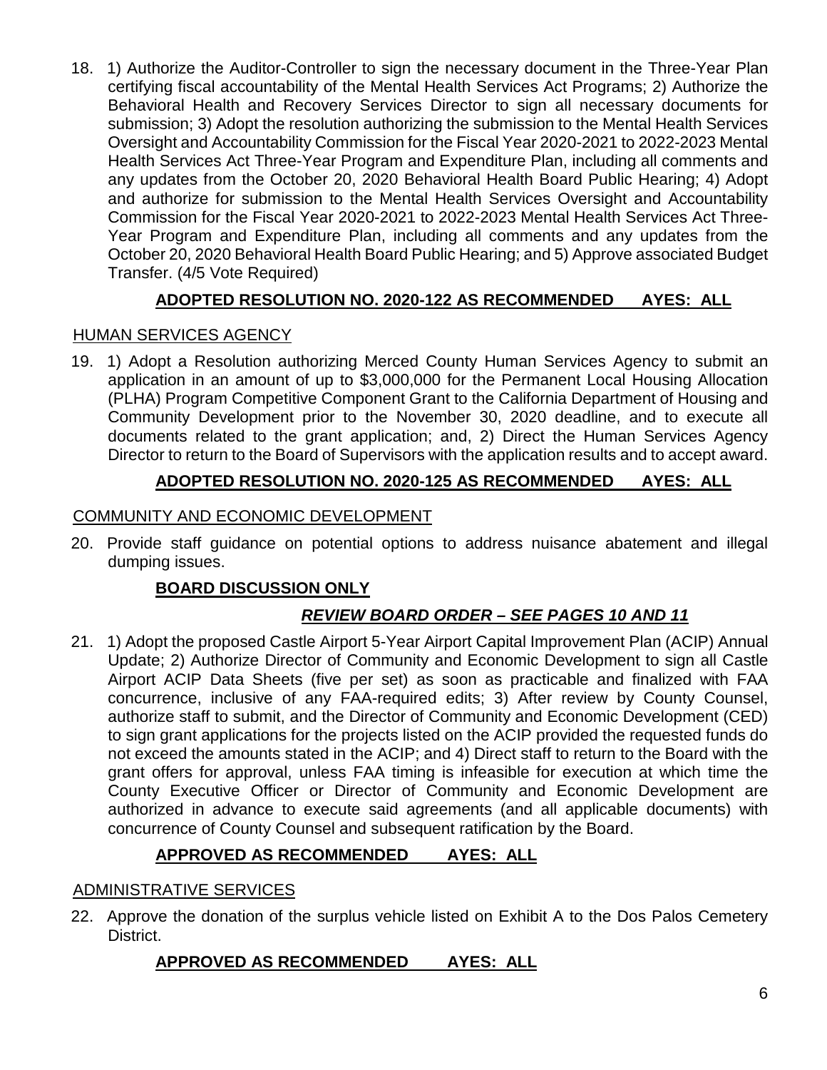18. 1) Authorize the Auditor-Controller to sign the necessary document in the Three-Year Plan certifying fiscal accountability of the Mental Health Services Act Programs; 2) Authorize the Behavioral Health and Recovery Services Director to sign all necessary documents for submission; 3) Adopt the resolution authorizing the submission to the Mental Health Services Oversight and Accountability Commission for the Fiscal Year 2020-2021 to 2022-2023 Mental Health Services Act Three-Year Program and Expenditure Plan, including all comments and any updates from the October 20, 2020 Behavioral Health Board Public Hearing; 4) Adopt and authorize for submission to the Mental Health Services Oversight and Accountability Commission for the Fiscal Year 2020-2021 to 2022-2023 Mental Health Services Act Three-Year Program and Expenditure Plan, including all comments and any updates from the October 20, 2020 Behavioral Health Board Public Hearing; and 5) Approve associated Budget Transfer. (4/5 Vote Required)

**ADOPTED RESOLUTION NO. 2020-122 AS RECOMMENDED AYES: ALL**

HUMAN SERVICES AGENCY

19. 1) Adopt a Resolution authorizing Merced County Human Services Agency to submit an application in an amount of up to $3,000,000 for the Permanent Local Housing Allocation (PLHA) Program Competitive Component Grant to the California Department of Housing and Community Development prior to the November 30, 2020 deadline, and to execute all documents related to the grant application; and, 2) Direct the Human Services Agency Director to return to the Board of Supervisors with the application results and to accept award.

**ADOPTED RESOLUTION NO. 2020-125 AS RECOMMENDED AYES: ALL**

COMMUNITY AND ECONOMIC DEVELOPMENT

20. Provide staff guidance on potential options to address nuisance abatement and illegal dumping issues.

**BOARD DISCUSSION ONLY**

***REVIEW BOARD ORDER – SEE PAGES 10 AND 11***

21. 1) Adopt the proposed Castle Airport 5-Year Airport Capital Improvement Plan (ACIP) Annual Update; 2) Authorize Director of Community and Economic Development to sign all Castle Airport ACIP Data Sheets (five per set) as soon as practicable and finalized with FAA concurrence, inclusive of any FAA-required edits; 3) After review by County Counsel, authorize staff to submit, and the Director of Community and Economic Development (CED) to sign grant applications for the projects listed on the ACIP provided the requested funds do not exceed the amounts stated in the ACIP; and 4) Direct staff to return to the Board with the grant offers for approval, unless FAA timing is infeasible for execution at which time the County Executive Officer or Director of Community and Economic Development are authorized in advance to execute said agreements (and all applicable documents) with concurrence of County Counsel and subsequent ratification by the Board.

**APPROVED AS RECOMMENDED AYES: ALL**

ADMINISTRATIVE SERVICES

22. Approve the donation of the surplus vehicle listed on Exhibit A to the Dos Palos Cemetery District.

**APPROVED AS RECOMMENDED AYES: ALL**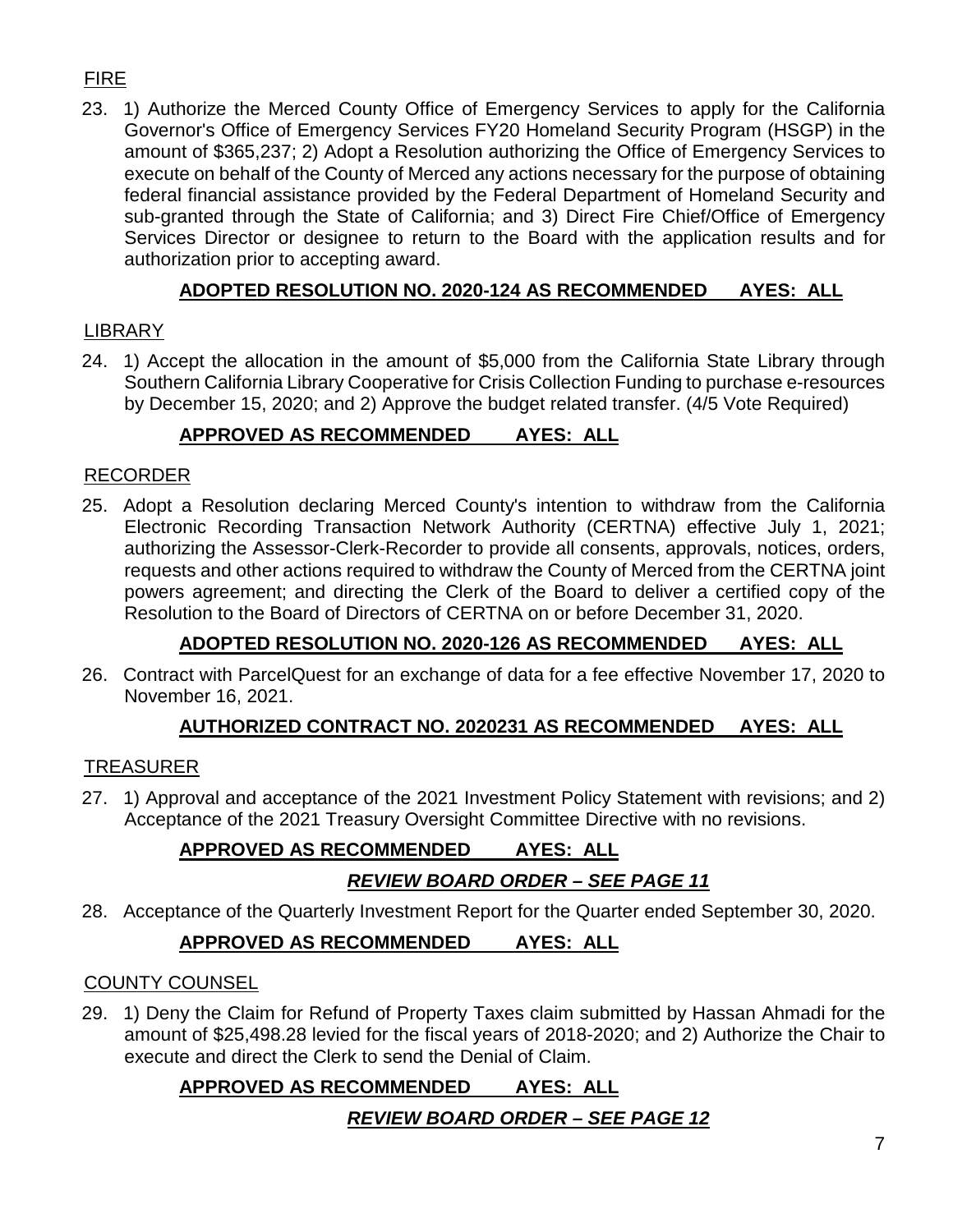FIRE

23. 1) Authorize the Merced County Office of Emergency Services to apply for the California Governor's Office of Emergency Services FY20 Homeland Security Program (HSGP) in the amount of $365,237; 2) Adopt a Resolution authorizing the Office of Emergency Services to execute on behalf of the County of Merced any actions necessary for the purpose of obtaining federal financial assistance provided by the Federal Department of Homeland Security and sub-granted through the State of California; and 3) Direct Fire Chief/Office of Emergency Services Director or designee to return to the Board with the application results and for authorization prior to accepting award.

**ADOPTED RESOLUTION NO. 2020-124 AS RECOMMENDED AYES: ALL**

LIBRARY

24. 1) Accept the allocation in the amount of $5,000 from the California State Library through Southern California Library Cooperative for Crisis Collection Funding to purchase e-resources by December 15, 2020; and 2) Approve the budget related transfer. (4/5 Vote Required)

**APPROVED AS RECOMMENDED AYES: ALL**

RECORDER

25. Adopt a Resolution declaring Merced County's intention to withdraw from the California Electronic Recording Transaction Network Authority (CERTNA) effective July 1, 2021; authorizing the Assessor-Clerk-Recorder to provide all consents, approvals, notices, orders, requests and other actions required to withdraw the County of Merced from the CERTNA joint powers agreement; and directing the Clerk of the Board to deliver a certified copy of the Resolution to the Board of Directors of CERTNA on or before December 31, 2020.

**ADOPTED RESOLUTION NO. 2020-126 AS RECOMMENDED AYES: ALL**

26. Contract with ParcelQuest for an exchange of data for a fee effective November 17, 2020 to November 16, 2021.

**AUTHORIZED CONTRACT NO. 2020231 AS RECOMMENDED AYES: ALL**

TREASURER

27. 1) Approval and acceptance of the 2021 Investment Policy Statement with revisions; and 2) Acceptance of the 2021 Treasury Oversight Committee Directive with no revisions.

**APPROVED AS RECOMMENDED AYES: ALL**

***REVIEW BOARD ORDER – SEE PAGE 11***

28. Acceptance of the Quarterly Investment Report for the Quarter ended September 30, 2020.

**APPROVED AS RECOMMENDED AYES: ALL**

COUNTY COUNSEL

29. 1) Deny the Claim for Refund of Property Taxes claim submitted by Hassan Ahmadi for the amount of $25,498.28 levied for the fiscal years of 2018-2020; and 2) Authorize the Chair to execute and direct the Clerk to send the Denial of Claim.

**APPROVED AS RECOMMENDED AYES: ALL**

***REVIEW BOARD ORDER – SEE PAGE 12***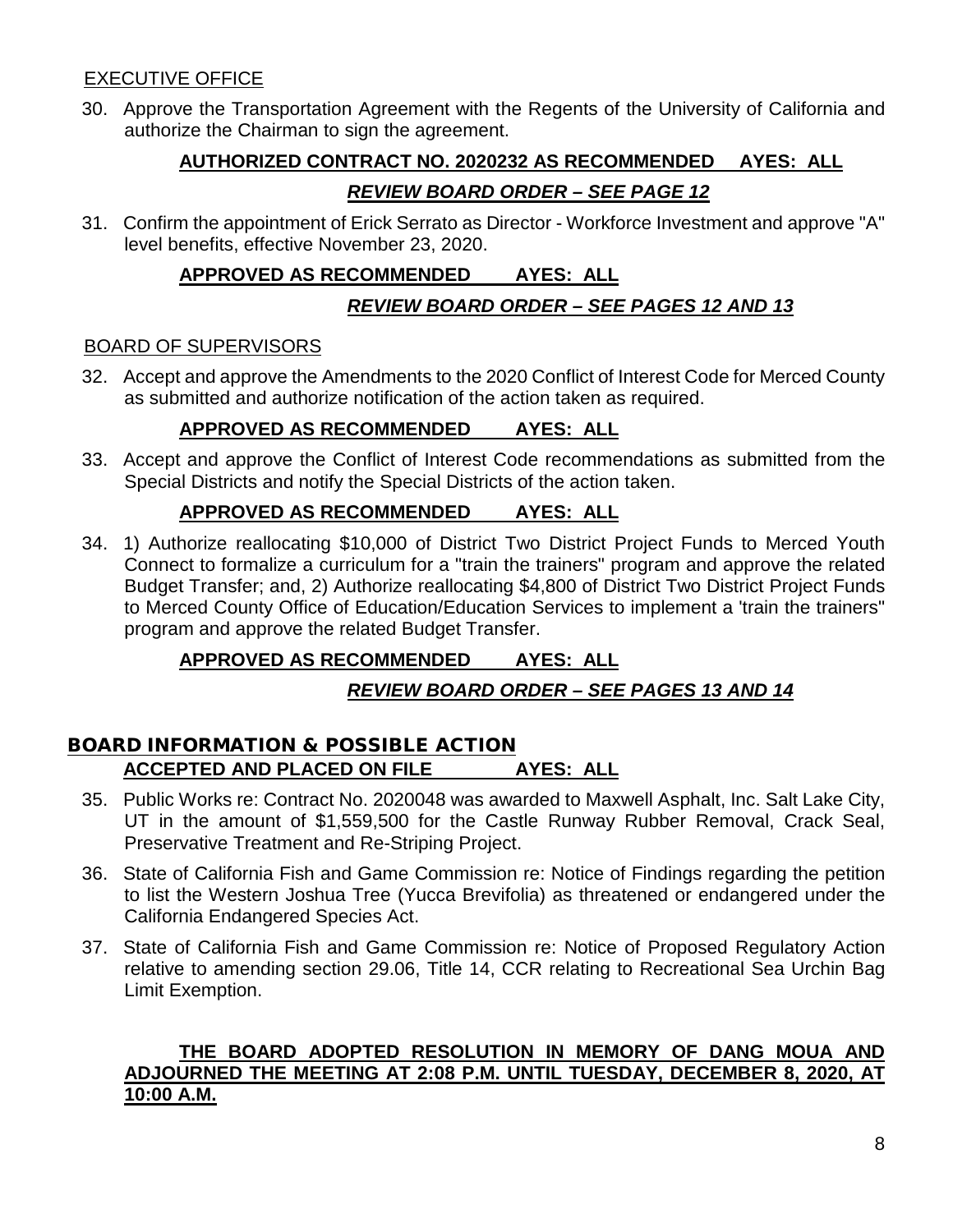EXECUTIVE OFFICE

30. Approve the Transportation Agreement with the Regents of the University of California and authorize the Chairman to sign the agreement.

**AUTHORIZED CONTRACT NO. 2020232 AS RECOMMENDED AYES: ALL**

***REVIEW BOARD ORDER – SEE PAGE 12***

31. Confirm the appointment of Erick Serrato as Director - Workforce Investment and approve "A" level benefits, effective November 23, 2020.

**APPROVED AS RECOMMENDED AYES: ALL**

***REVIEW BOARD ORDER – SEE PAGES 12 AND 13***

BOARD OF SUPERVISORS

32. Accept and approve the Amendments to the 2020 Conflict of Interest Code for Merced County as submitted and authorize notification of the action taken as required.

**APPROVED AS RECOMMENDED AYES: ALL**

33. Accept and approve the Conflict of Interest Code recommendations as submitted from the Special Districts and notify the Special Districts of the action taken.

**APPROVED AS RECOMMENDED AYES: ALL**

34. 1) Authorize reallocating $10,000 of District Two District Project Funds to Merced Youth Connect to formalize a curriculum for a "train the trainers" program and approve the related Budget Transfer; and, 2) Authorize reallocating $4,800 of District Two District Project Funds to Merced County Office of Education/Education Services to implement a 'train the trainers" program and approve the related Budget Transfer.

**APPROVED AS RECOMMENDED AYES: ALL**

***REVIEW BOARD ORDER – SEE PAGES 13 AND 14***

## BOARD INFORMATION & POSSIBLE ACTION

**ACCEPTED AND PLACED ON FILE AYES: ALL**

35. Public Works re: Contract No. 2020048 was awarded to Maxwell Asphalt, Inc. Salt Lake City, UT in the amount of $1,559,500 for the Castle Runway Rubber Removal, Crack Seal, Preservative Treatment and Re-Striping Project.

36. State of California Fish and Game Commission re: Notice of Findings regarding the petition to list the Western Joshua Tree (Yucca Brevifolia) as threatened or endangered under the California Endangered Species Act.

37. State of California Fish and Game Commission re: Notice of Proposed Regulatory Action relative to amending section 29.06, Title 14, CCR relating to Recreational Sea Urchin Bag Limit Exemption.

**THE BOARD ADOPTED RESOLUTION IN MEMORY OF DANG MOUA AND ADJOURNED THE MEETING AT 2:08 P.M. UNTIL TUESDAY, DECEMBER 8, 2020, AT 10:00 A.M.**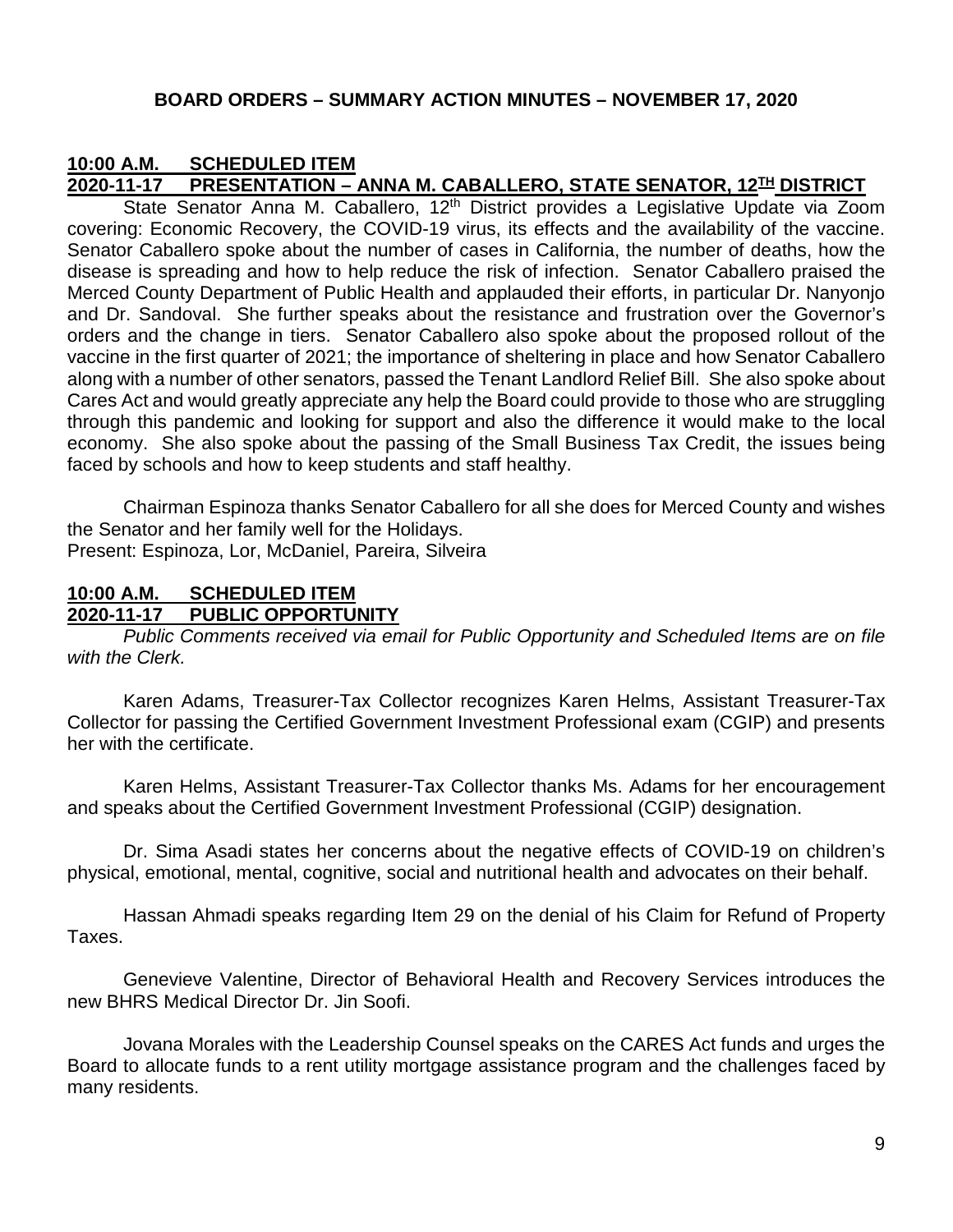**BOARD ORDERS – SUMMARY ACTION MINUTES – NOVEMBER 17, 2020**

**10:00 A.M. SCHEDULED ITEM**
**2020-11-17 PRESENTATION – ANNA M. CABALLERO, STATE SENATOR, 12TH DISTRICT**

State Senator Anna M. Caballero, 12th District provides a Legislative Update via Zoom covering: Economic Recovery, the COVID-19 virus, its effects and the availability of the vaccine. Senator Caballero spoke about the number of cases in California, the number of deaths, how the disease is spreading and how to help reduce the risk of infection. Senator Caballero praised the Merced County Department of Public Health and applauded their efforts, in particular Dr. Nanyonjo and Dr. Sandoval. She further speaks about the resistance and frustration over the Governor's orders and the change in tiers. Senator Caballero also spoke about the proposed rollout of the vaccine in the first quarter of 2021; the importance of sheltering in place and how Senator Caballero along with a number of other senators, passed the Tenant Landlord Relief Bill. She also spoke about Cares Act and would greatly appreciate any help the Board could provide to those who are struggling through this pandemic and looking for support and also the difference it would make to the local economy. She also spoke about the passing of the Small Business Tax Credit, the issues being faced by schools and how to keep students and staff healthy.

Chairman Espinoza thanks Senator Caballero for all she does for Merced County and wishes the Senator and her family well for the Holidays.
Present: Espinoza, Lor, McDaniel, Pareira, Silveira

**10:00 A.M. SCHEDULED ITEM**
**2020-11-17 PUBLIC OPPORTUNITY**

*Public Comments received via email for Public Opportunity and Scheduled Items are on file with the Clerk.*

Karen Adams, Treasurer-Tax Collector recognizes Karen Helms, Assistant Treasurer-Tax Collector for passing the Certified Government Investment Professional exam (CGIP) and presents her with the certificate.

Karen Helms, Assistant Treasurer-Tax Collector thanks Ms. Adams for her encouragement and speaks about the Certified Government Investment Professional (CGIP) designation.

Dr. Sima Asadi states her concerns about the negative effects of COVID-19 on children's physical, emotional, mental, cognitive, social and nutritional health and advocates on their behalf.

Hassan Ahmadi speaks regarding Item 29 on the denial of his Claim for Refund of Property Taxes.

Genevieve Valentine, Director of Behavioral Health and Recovery Services introduces the new BHRS Medical Director Dr. Jin Soofi.

Jovana Morales with the Leadership Counsel speaks on the CARES Act funds and urges the Board to allocate funds to a rent utility mortgage assistance program and the challenges faced by many residents.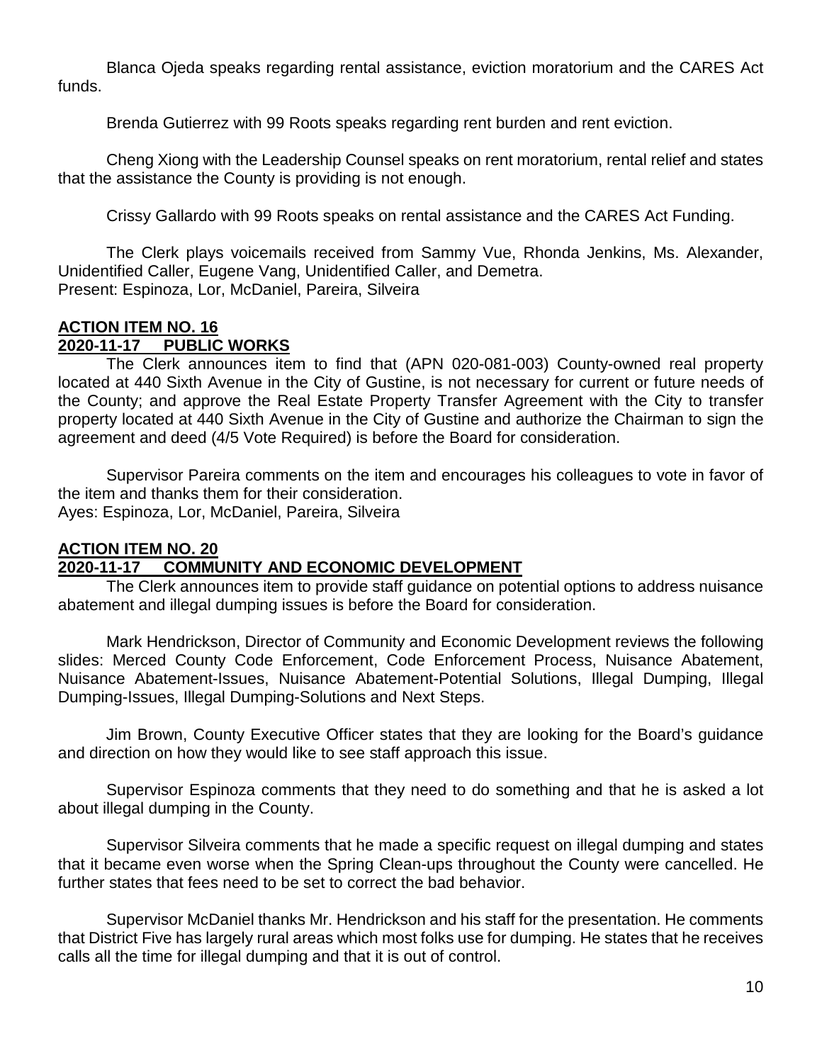Blanca Ojeda speaks regarding rental assistance, eviction moratorium and the CARES Act funds.

Brenda Gutierrez with 99 Roots speaks regarding rent burden and rent eviction.

Cheng Xiong with the Leadership Counsel speaks on rent moratorium, rental relief and states that the assistance the County is providing is not enough.

Crissy Gallardo with 99 Roots speaks on rental assistance and the CARES Act Funding.

The Clerk plays voicemails received from Sammy Vue, Rhonda Jenkins, Ms. Alexander, Unidentified Caller, Eugene Vang, Unidentified Caller, and Demetra.
Present: Espinoza, Lor, McDaniel, Pareira, Silveira

## ACTION ITEM NO. 16
## 2020-11-17 PUBLIC WORKS

The Clerk announces item to find that (APN 020-081-003) County-owned real property located at 440 Sixth Avenue in the City of Gustine, is not necessary for current or future needs of the County; and approve the Real Estate Property Transfer Agreement with the City to transfer property located at 440 Sixth Avenue in the City of Gustine and authorize the Chairman to sign the agreement and deed (4/5 Vote Required) is before the Board for consideration.

Supervisor Pareira comments on the item and encourages his colleagues to vote in favor of the item and thanks them for their consideration.
Ayes: Espinoza, Lor, McDaniel, Pareira, Silveira

## ACTION ITEM NO. 20
## 2020-11-17 COMMUNITY AND ECONOMIC DEVELOPMENT

The Clerk announces item to provide staff guidance on potential options to address nuisance abatement and illegal dumping issues is before the Board for consideration.

Mark Hendrickson, Director of Community and Economic Development reviews the following slides: Merced County Code Enforcement, Code Enforcement Process, Nuisance Abatement, Nuisance Abatement-Issues, Nuisance Abatement-Potential Solutions, Illegal Dumping, Illegal Dumping-Issues, Illegal Dumping-Solutions and Next Steps.

Jim Brown, County Executive Officer states that they are looking for the Board's guidance and direction on how they would like to see staff approach this issue.

Supervisor Espinoza comments that they need to do something and that he is asked a lot about illegal dumping in the County.

Supervisor Silveira comments that he made a specific request on illegal dumping and states that it became even worse when the Spring Clean-ups throughout the County were cancelled. He further states that fees need to be set to correct the bad behavior.

Supervisor McDaniel thanks Mr. Hendrickson and his staff for the presentation. He comments that District Five has largely rural areas which most folks use for dumping. He states that he receives calls all the time for illegal dumping and that it is out of control.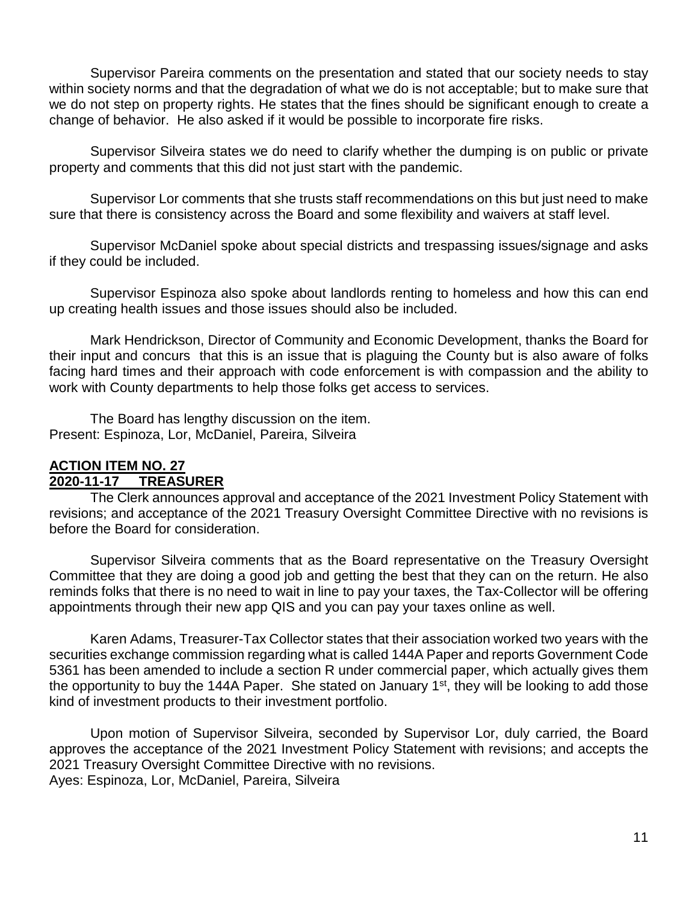Supervisor Pareira comments on the presentation and stated that our society needs to stay within society norms and that the degradation of what we do is not acceptable; but to make sure that we do not step on property rights. He states that the fines should be significant enough to create a change of behavior. He also asked if it would be possible to incorporate fire risks.

Supervisor Silveira states we do need to clarify whether the dumping is on public or private property and comments that this did not just start with the pandemic.

Supervisor Lor comments that she trusts staff recommendations on this but just need to make sure that there is consistency across the Board and some flexibility and waivers at staff level.

Supervisor McDaniel spoke about special districts and trespassing issues/signage and asks if they could be included.

Supervisor Espinoza also spoke about landlords renting to homeless and how this can end up creating health issues and those issues should also be included.

Mark Hendrickson, Director of Community and Economic Development, thanks the Board for their input and concurs that this is an issue that is plaguing the County but is also aware of folks facing hard times and their approach with code enforcement is with compassion and the ability to work with County departments to help those folks get access to services.

The Board has lengthy discussion on the item.
Present: Espinoza, Lor, McDaniel, Pareira, Silveira

**ACTION ITEM NO. 27**
**2020-11-17 TREASURER**

The Clerk announces approval and acceptance of the 2021 Investment Policy Statement with revisions; and acceptance of the 2021 Treasury Oversight Committee Directive with no revisions is before the Board for consideration.

Supervisor Silveira comments that as the Board representative on the Treasury Oversight Committee that they are doing a good job and getting the best that they can on the return. He also reminds folks that there is no need to wait in line to pay your taxes, the Tax-Collector will be offering appointments through their new app QIS and you can pay your taxes online as well.

Karen Adams, Treasurer-Tax Collector states that their association worked two years with the securities exchange commission regarding what is called 144A Paper and reports Government Code 5361 has been amended to include a section R under commercial paper, which actually gives them the opportunity to buy the 144A Paper. She stated on January 1st, they will be looking to add those kind of investment products to their investment portfolio.

Upon motion of Supervisor Silveira, seconded by Supervisor Lor, duly carried, the Board approves the acceptance of the 2021 Investment Policy Statement with revisions; and accepts the 2021 Treasury Oversight Committee Directive with no revisions.
Ayes: Espinoza, Lor, McDaniel, Pareira, Silveira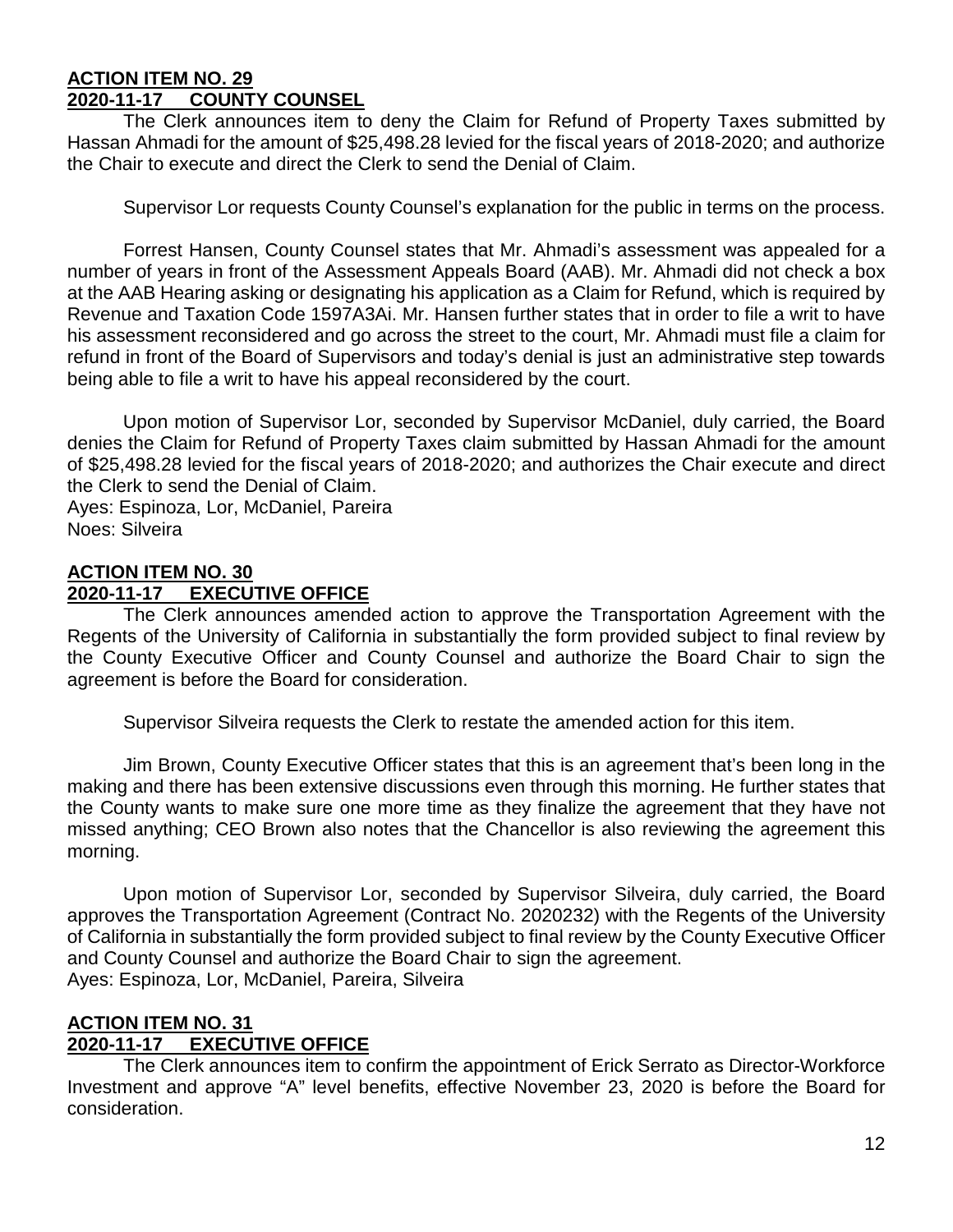**ACTION ITEM NO. 29**
**2020-11-17 COUNTY COUNSEL**

The Clerk announces item to deny the Claim for Refund of Property Taxes submitted by Hassan Ahmadi for the amount of $25,498.28 levied for the fiscal years of 2018-2020; and authorize the Chair to execute and direct the Clerk to send the Denial of Claim.

Supervisor Lor requests County Counsel's explanation for the public in terms on the process.

Forrest Hansen, County Counsel states that Mr. Ahmadi's assessment was appealed for a number of years in front of the Assessment Appeals Board (AAB). Mr. Ahmadi did not check a box at the AAB Hearing asking or designating his application as a Claim for Refund, which is required by Revenue and Taxation Code 1597A3Ai. Mr. Hansen further states that in order to file a writ to have his assessment reconsidered and go across the street to the court, Mr. Ahmadi must file a claim for refund in front of the Board of Supervisors and today's denial is just an administrative step towards being able to file a writ to have his appeal reconsidered by the court.

Upon motion of Supervisor Lor, seconded by Supervisor McDaniel, duly carried, the Board denies the Claim for Refund of Property Taxes claim submitted by Hassan Ahmadi for the amount of $25,498.28 levied for the fiscal years of 2018-2020; and authorizes the Chair execute and direct the Clerk to send the Denial of Claim.
Ayes: Espinoza, Lor, McDaniel, Pareira
Noes: Silveira

**ACTION ITEM NO. 30**
**2020-11-17 EXECUTIVE OFFICE**

The Clerk announces amended action to approve the Transportation Agreement with the Regents of the University of California in substantially the form provided subject to final review by the County Executive Officer and County Counsel and authorize the Board Chair to sign the agreement is before the Board for consideration.

Supervisor Silveira requests the Clerk to restate the amended action for this item.

Jim Brown, County Executive Officer states that this is an agreement that's been long in the making and there has been extensive discussions even through this morning. He further states that the County wants to make sure one more time as they finalize the agreement that they have not missed anything; CEO Brown also notes that the Chancellor is also reviewing the agreement this morning.

Upon motion of Supervisor Lor, seconded by Supervisor Silveira, duly carried, the Board approves the Transportation Agreement (Contract No. 2020232) with the Regents of the University of California in substantially the form provided subject to final review by the County Executive Officer and County Counsel and authorize the Board Chair to sign the agreement.
Ayes: Espinoza, Lor, McDaniel, Pareira, Silveira

**ACTION ITEM NO. 31**
**2020-11-17 EXECUTIVE OFFICE**

The Clerk announces item to confirm the appointment of Erick Serrato as Director-Workforce Investment and approve "A" level benefits, effective November 23, 2020 is before the Board for consideration.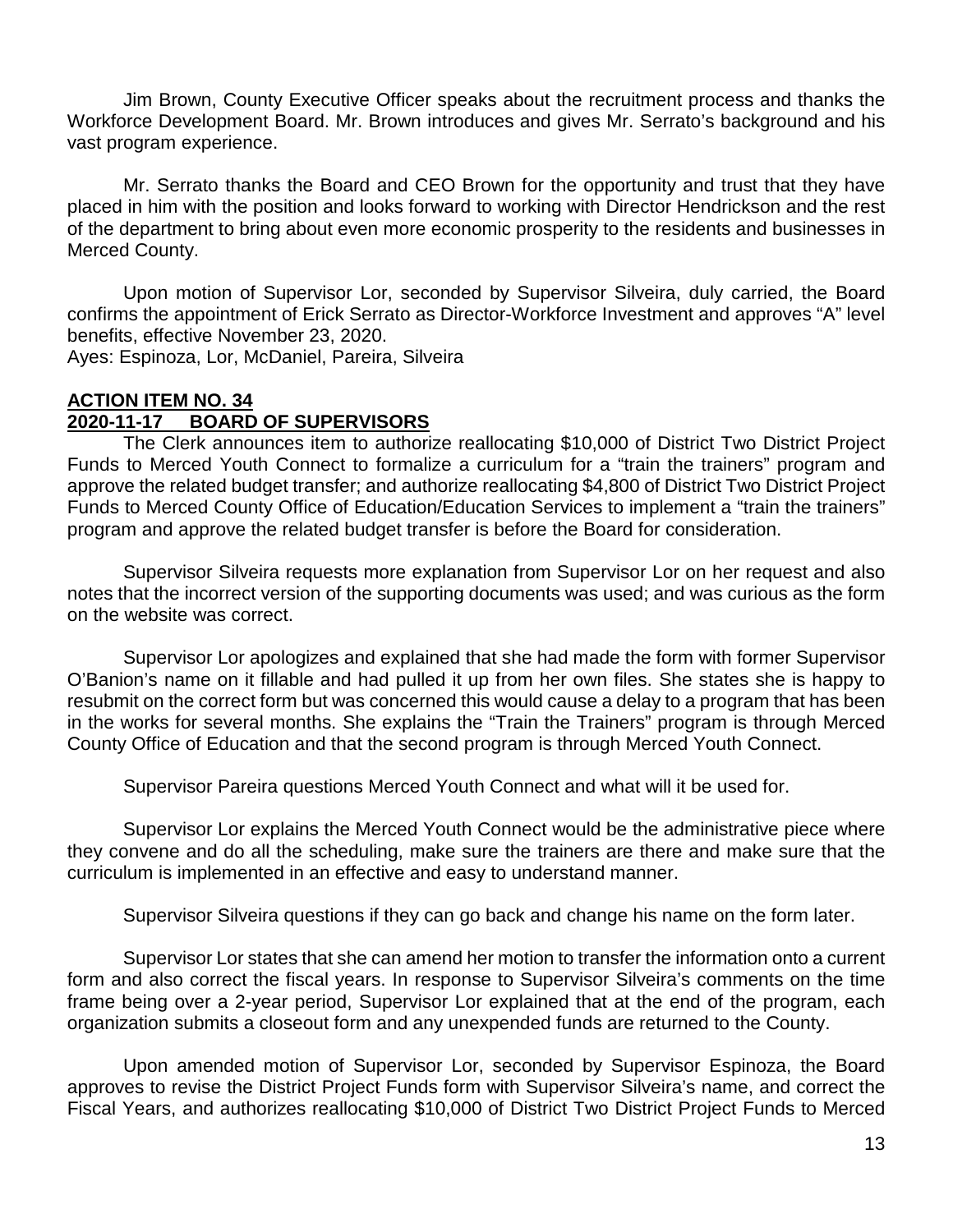Jim Brown, County Executive Officer speaks about the recruitment process and thanks the Workforce Development Board. Mr. Brown introduces and gives Mr. Serrato's background and his vast program experience.

Mr. Serrato thanks the Board and CEO Brown for the opportunity and trust that they have placed in him with the position and looks forward to working with Director Hendrickson and the rest of the department to bring about even more economic prosperity to the residents and businesses in Merced County.

Upon motion of Supervisor Lor, seconded by Supervisor Silveira, duly carried, the Board confirms the appointment of Erick Serrato as Director-Workforce Investment and approves "A" level benefits, effective November 23, 2020.
Ayes: Espinoza, Lor, McDaniel, Pareira, Silveira

**ACTION ITEM NO. 34**
**2020-11-17 BOARD OF SUPERVISORS**

The Clerk announces item to authorize reallocating $10,000 of District Two District Project Funds to Merced Youth Connect to formalize a curriculum for a "train the trainers" program and approve the related budget transfer; and authorize reallocating $4,800 of District Two District Project Funds to Merced County Office of Education/Education Services to implement a "train the trainers" program and approve the related budget transfer is before the Board for consideration.

Supervisor Silveira requests more explanation from Supervisor Lor on her request and also notes that the incorrect version of the supporting documents was used; and was curious as the form on the website was correct.

Supervisor Lor apologizes and explained that she had made the form with former Supervisor O'Banion's name on it fillable and had pulled it up from her own files. She states she is happy to resubmit on the correct form but was concerned this would cause a delay to a program that has been in the works for several months. She explains the "Train the Trainers" program is through Merced County Office of Education and that the second program is through Merced Youth Connect.

Supervisor Pareira questions Merced Youth Connect and what will it be used for.

Supervisor Lor explains the Merced Youth Connect would be the administrative piece where they convene and do all the scheduling, make sure the trainers are there and make sure that the curriculum is implemented in an effective and easy to understand manner.

Supervisor Silveira questions if they can go back and change his name on the form later.

Supervisor Lor states that she can amend her motion to transfer the information onto a current form and also correct the fiscal years. In response to Supervisor Silveira's comments on the time frame being over a 2-year period, Supervisor Lor explained that at the end of the program, each organization submits a closeout form and any unexpended funds are returned to the County.

Upon amended motion of Supervisor Lor, seconded by Supervisor Espinoza, the Board approves to revise the District Project Funds form with Supervisor Silveira's name, and correct the Fiscal Years, and authorizes reallocating $10,000 of District Two District Project Funds to Merced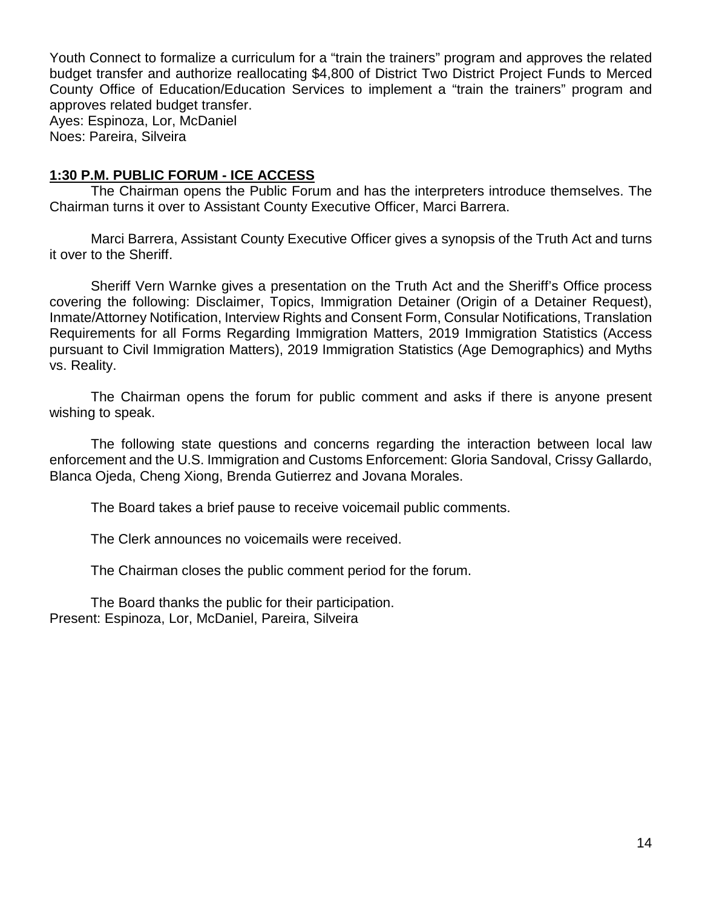Youth Connect to formalize a curriculum for a "train the trainers" program and approves the related budget transfer and authorize reallocating $4,800 of District Two District Project Funds to Merced County Office of Education/Education Services to implement a "train the trainers" program and approves related budget transfer.
Ayes: Espinoza, Lor, McDaniel
Noes: Pareira, Silveira

**1:30 P.M. PUBLIC FORUM - ICE ACCESS**

The Chairman opens the Public Forum and has the interpreters introduce themselves. The Chairman turns it over to Assistant County Executive Officer, Marci Barrera.

Marci Barrera, Assistant County Executive Officer gives a synopsis of the Truth Act and turns it over to the Sheriff.

Sheriff Vern Warnke gives a presentation on the Truth Act and the Sheriff's Office process covering the following: Disclaimer, Topics, Immigration Detainer (Origin of a Detainer Request), Inmate/Attorney Notification, Interview Rights and Consent Form, Consular Notifications, Translation Requirements for all Forms Regarding Immigration Matters, 2019 Immigration Statistics (Access pursuant to Civil Immigration Matters), 2019 Immigration Statistics (Age Demographics) and Myths vs. Reality.

The Chairman opens the forum for public comment and asks if there is anyone present wishing to speak.

The following state questions and concerns regarding the interaction between local law enforcement and the U.S. Immigration and Customs Enforcement: Gloria Sandoval, Crissy Gallardo, Blanca Ojeda, Cheng Xiong, Brenda Gutierrez and Jovana Morales.

The Board takes a brief pause to receive voicemail public comments.

The Clerk announces no voicemails were received.

The Chairman closes the public comment period for the forum.

The Board thanks the public for their participation.
Present: Espinoza, Lor, McDaniel, Pareira, Silveira